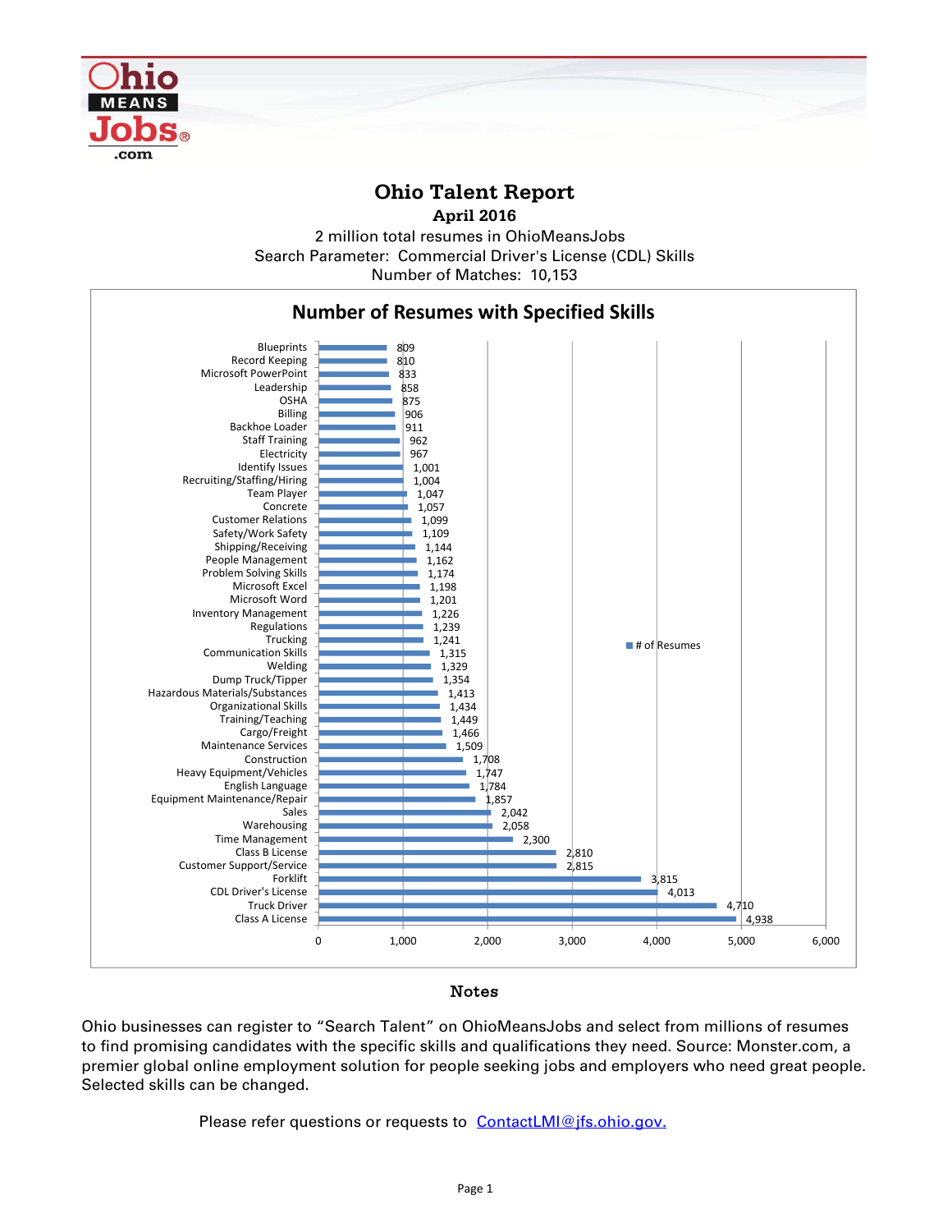# Ohio Talent Report

**April 2016**

2 million total resumes in OhioMeansJobs

Search Parameter: Commercial Driver's License (CDL) Skills

Number of Matches: 10,153

## Number of Resumes with Specified Skills

| Skill | # of Resumes |
|---|---|
| Blueprints | 809 |
| Record Keeping | 810 |
| Microsoft PowerPoint | 833 |
| Leadership | 858 |
| OSHA | 875 |
| Billing | 906 |
| Backhoe Loader | 911 |
| Staff Training | 962 |
| Electricity | 967 |
| Identify Issues | 1,001 |
| Recruiting/Staffing/Hiring | 1,004 |
| Team Player | 1,047 |
| Concrete | 1,057 |
| Customer Relations | 1,099 |
| Safety/Work Safety | 1,109 |
| Shipping/Receiving | 1,144 |
| People Management | 1,162 |
| Problem Solving Skills | 1,174 |
| Microsoft Excel | 1,198 |
| Microsoft Word | 1,201 |
| Inventory Management | 1,226 |
| Regulations | 1,239 |
| Trucking | 1,241 |
| Communication Skills | 1,315 |
| Welding | 1,329 |
| Dump Truck/Tipper | 1,354 |
| Hazardous Materials/Substances | 1,413 |
| Organizational Skills | 1,434 |
| Training/Teaching | 1,449 |
| Cargo/Freight | 1,466 |
| Maintenance Services | 1,509 |
| Construction | 1,708 |
| Heavy Equipment/Vehicles | 1,747 |
| English Language | 1,784 |
| Equipment Maintenance/Repair | 1,857 |
| Sales | 2,042 |
| Warehousing | 2,058 |
| Time Management | 2,300 |
| Class B License | 2,810 |
| Customer Support/Service | 2,815 |
| Forklift | 3,815 |
| CDL Driver's License | 4,013 |
| Truck Driver | 4,710 |
| Class A License | 4,938 |

## Notes

Ohio businesses can register to "Search Talent" on OhioMeansJobs and select from millions of resumes to find promising candidates with the specific skills and qualifications they need. Source: Monster.com, a premier global online employment solution for people seeking jobs and employers who need great people. Selected skills can be changed.

Please refer questions or requests to [ContactLMI@jfs.ohio.gov.](mailto:ContactLMI@jfs.ohio.gov)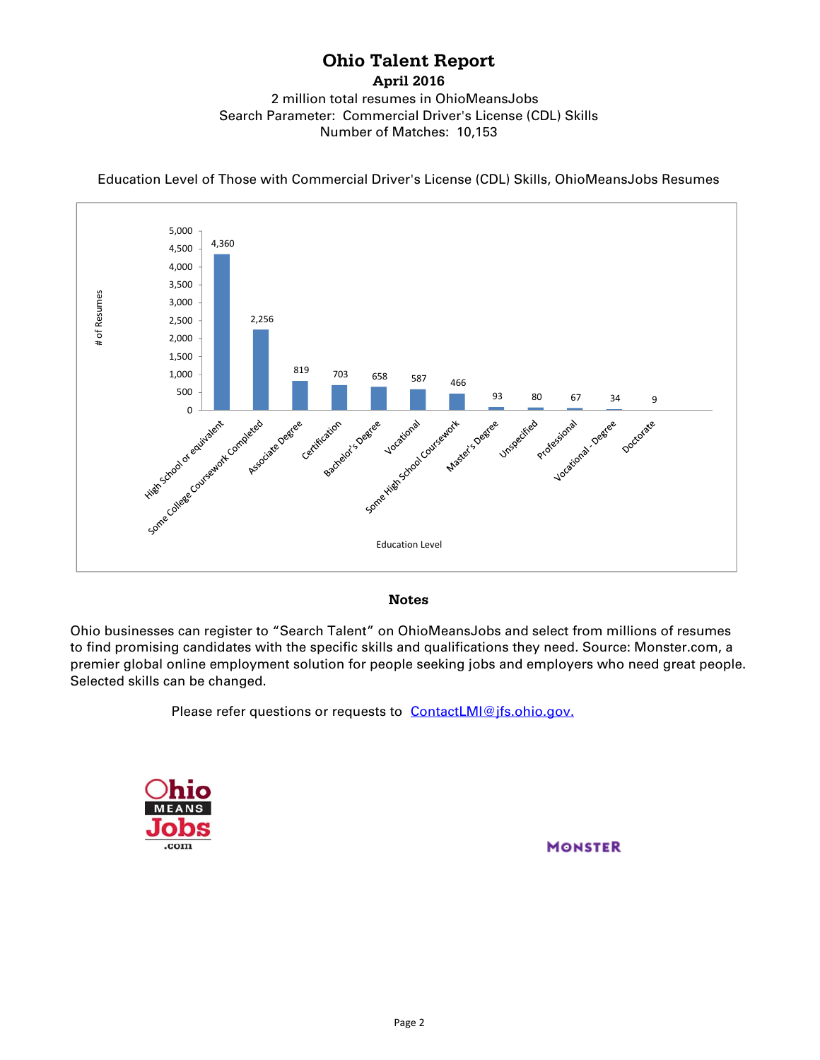# Ohio Talent Report

**April 2016**

2 million total resumes in OhioMeansJobs
Search Parameter: Commercial Driver's License (CDL) Skills
Number of Matches: 10,153

Education Level of Those with Commercial Driver's License (CDL) Skills, OhioMeansJobs Resumes

# of Resumes

5,000
4,500
4,000
3,500
3,000
2,500
2,000
1,500
1,000
500
0

4,360
2,256
819
703
658
587
466
93
80
67
34
9

High School or equivalent
Some College Coursework Completed
Associate Degree
Certification
Bachelor's Degree
Vocational
Some High School Coursework
Master's Degree
Unspecified
Professional
Vocational - Degree
Doctorate

Education Level

## Notes

Ohio businesses can register to "Search Talent" on OhioMeansJobs and select from millions of resumes to find promising candidates with the specific skills and qualifications they need. Source: Monster.com, a premier global online employment solution for people seeking jobs and employers who need great people. Selected skills can be changed.

Please refer questions or requests to [ContactLMI@jfs.ohio.gov.](mailto:ContactLMI@jfs.ohio.gov)

Ohio MEANS Jobs .com

MONSTER